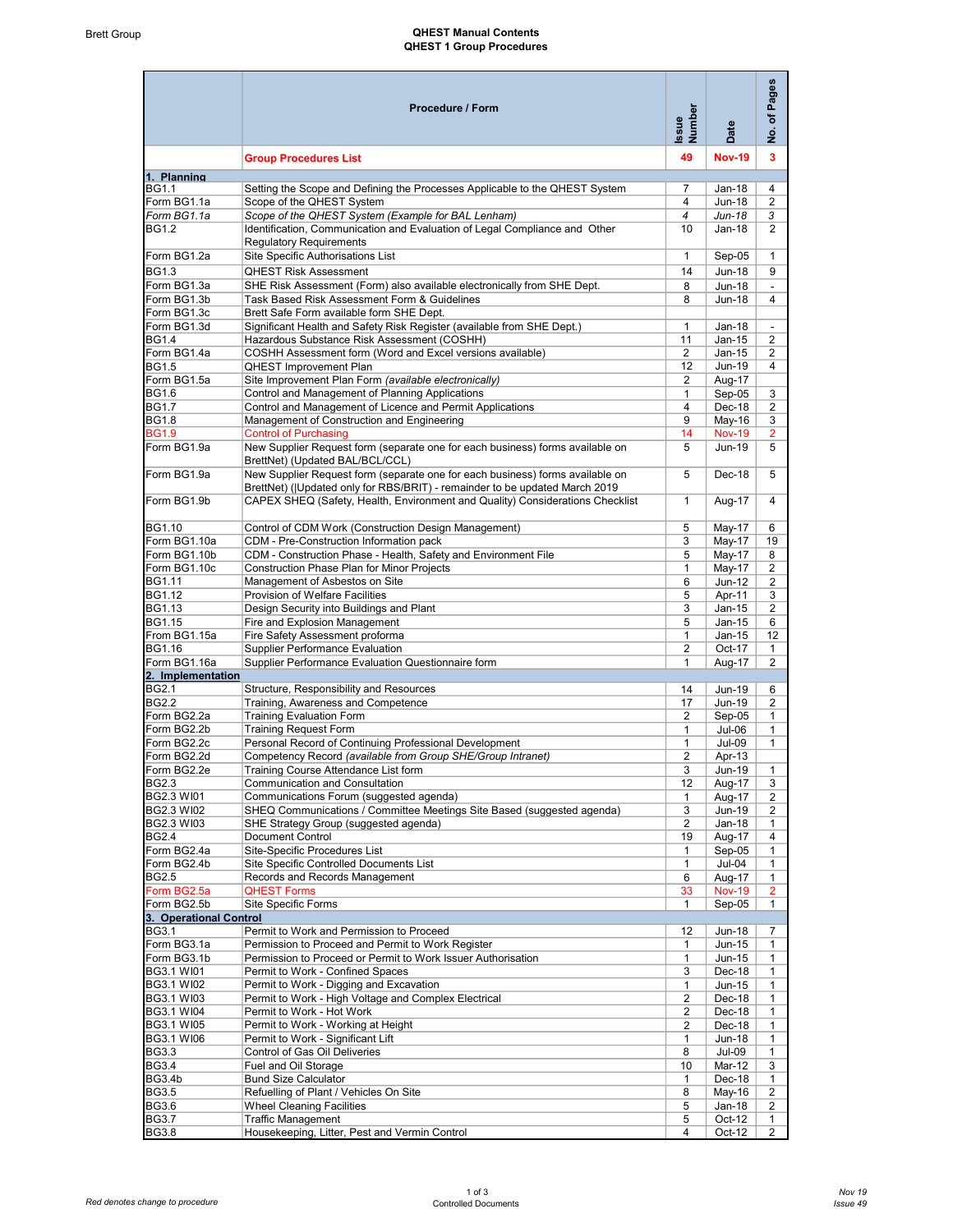Brett Group

# QHEST Manual Contents
## QHEST 1 Group Procedures

| | Procedure / Form | Issue Number | Date | No. of Pages |
|---|---|---|---|---|
| | **Group Procedures List** | **49** | **Nov-19** | **3** |
| **1. Planning** | | | | |
| BG1.1 | Setting the Scope and Defining the Processes Applicable to the QHEST System | 7 | Jan-18 | 4 |
| Form BG1.1a | Scope of the QHEST System | 4 | Jun-18 | 2 |
| *Form BG1.1a* | *Scope of the QHEST System (Example for BAL Lenham)* | *4* | *Jun-18* | *3* |
| BG1.2 | Identification, Communication and Evaluation of Legal Compliance and Other Regulatory Requirements | 10 | Jan-18 | 2 |
| Form BG1.2a | Site Specific Authorisations List | 1 | Sep-05 | 1 |
| BG1.3 | QHEST Risk Assessment | 14 | Jun-18 | 9 |
| Form BG1.3a | SHE Risk Assessment (Form) also available electronically from SHE Dept. | 8 | Jun-18 | - |
| Form BG1.3b | Task Based Risk Assessment Form & Guidelines | 8 | Jun-18 | 4 |
| Form BG1.3c | Brett Safe Form available form SHE Dept. | | | |
| Form BG1.3d | Significant Health and Safety Risk Register (available from SHE Dept.) | 1 | Jan-18 | - |
| BG1.4 | Hazardous Substance Risk Assessment (COSHH) | 11 | Jan-15 | 2 |
| Form BG1.4a | COSHH Assessment form (Word and Excel versions available) | 2 | Jan-15 | 2 |
| BG1.5 | QHEST Improvement Plan | 12 | Jun-19 | 4 |
| Form BG1.5a | Site Improvement Plan Form *(available electronically)* | 2 | Aug-17 | |
| BG1.6 | Control and Management of Planning Applications | 1 | Sep-05 | 3 |
| BG1.7 | Control and Management of Licence and Permit Applications | 4 | Dec-18 | 2 |
| BG1.8 | Management of Construction and Engineering | 9 | May-16 | 3 |
| BG1.9 | Control of Purchasing | 14 | Nov-19 | 2 |
| Form BG1.9a | New Supplier Request form (separate one for each business) forms available on BrettNet) (Updated BAL/BCL/CCL) | 5 | Jun-19 | 5 |
| Form BG1.9a | New Supplier Request form (separate one for each business) forms available on BrettNet) (\|Updated only for RBS/BRIT) - remainder to be updated March 2019 | 5 | Dec-18 | 5 |
| Form BG1.9b | CAPEX SHEQ (Safety, Health, Environment and Quality) Considerations Checklist | 1 | Aug-17 | 4 |
| BG1.10 | Control of CDM Work (Construction Design Management) | 5 | May-17 | 6 |
| Form BG1.10a | CDM - Pre-Construction Information pack | 3 | May-17 | 19 |
| Form BG1.10b | CDM - Construction Phase - Health, Safety and Environment File | 5 | May-17 | 8 |
| Form BG1.10c | Construction Phase Plan for Minor Projects | 1 | May-17 | 2 |
| BG1.11 | Management of Asbestos on Site | 6 | Jun-12 | 2 |
| BG1.12 | Provision of Welfare Facilities | 5 | Apr-11 | 3 |
| BG1.13 | Design Security into Buildings and Plant | 3 | Jan-15 | 2 |
| BG1.15 | Fire and Explosion Management | 5 | Jan-15 | 6 |
| From BG1.15a | Fire Safety Assessment proforma | 1 | Jan-15 | 12 |
| BG1.16 | Supplier Performance Evaluation | 2 | Oct-17 | 1 |
| Form BG1.16a | Supplier Performance Evaluation Questionnaire form | 1 | Aug-17 | 2 |
| **2. Implementation** | | | | |
| BG2.1 | Structure, Responsibility and Resources | 14 | Jun-19 | 6 |
| BG2.2 | Training, Awareness and Competence | 17 | Jun-19 | 2 |
| Form BG2.2a | Training Evaluation Form | 2 | Sep-05 | 1 |
| Form BG2.2b | Training Request Form | 1 | Jul-06 | 1 |
| Form BG2.2c | Personal Record of Continuing Professional Development | 1 | Jul-09 | 1 |
| Form BG2.2d | Competency Record *(available from Group SHE/Group Intranet)* | 2 | Apr-13 | |
| Form BG2.2e | Training Course Attendance List form | 3 | Jun-19 | 1 |
| BG2.3 | Communication and Consultation | 12 | Aug-17 | 3 |
| BG2.3 WI01 | Communications Forum (suggested agenda) | 1 | Aug-17 | 2 |
| BG2.3 WI02 | SHEQ Communications / Committee Meetings Site Based (suggested agenda) | 3 | Jun-19 | 2 |
| BG2.3 WI03 | SHE Strategy Group (suggested agenda) | 2 | Jan-18 | 1 |
| BG2.4 | Document Control | 19 | Aug-17 | 4 |
| Form BG2.4a | Site-Specific Procedures List | 1 | Sep-05 | 1 |
| Form BG2.4b | Site Specific Controlled Documents List | 1 | Jul-04 | 1 |
| BG2.5 | Records and Records Management | 6 | Aug-17 | 1 |
| Form BG2.5a | QHEST Forms | 33 | Nov-19 | 2 |
| Form BG2.5b | Site Specific Forms | 1 | Sep-05 | 1 |
| **3. Operational Control** | | | | |
| BG3.1 | Permit to Work and Permission to Proceed | 12 | Jun-18 | 7 |
| Form BG3.1a | Permission to Proceed and Permit to Work Register | 1 | Jun-15 | 1 |
| Form BG3.1b | Permission to Proceed or Permit to Work Issuer Authorisation | 1 | Jun-15 | 1 |
| BG3.1 WI01 | Permit to Work - Confined Spaces | 3 | Dec-18 | 1 |
| BG3.1 WI02 | Permit to Work - Digging and Excavation | 1 | Jun-15 | 1 |
| BG3.1 WI03 | Permit to Work - High Voltage and Complex Electrical | 2 | Dec-18 | 1 |
| BG3.1 WI04 | Permit to Work - Hot Work | 2 | Dec-18 | 1 |
| BG3.1 WI05 | Permit to Work - Working at Height | 2 | Dec-18 | 1 |
| BG3.1 WI06 | Permit to Work - Significant Lift | 1 | Jun-18 | 1 |
| BG3.3 | Control of Gas Oil Deliveries | 8 | Jul-09 | 1 |
| BG3.4 | Fuel and Oil Storage | 10 | Mar-12 | 3 |
| BG3.4b | Bund Size Calculator | 1 | Dec-18 | 1 |
| BG3.5 | Refuelling of Plant / Vehicles On Site | 8 | May-16 | 2 |
| BG3.6 | Wheel Cleaning Facilities | 5 | Jan-18 | 2 |
| BG3.7 | Traffic Management | 5 | Oct-12 | 1 |
| BG3.8 | Housekeeping, Litter, Pest and Vermin Control | 4 | Oct-12 | 2 |

*Red denotes change to procedure*

Controlled Documents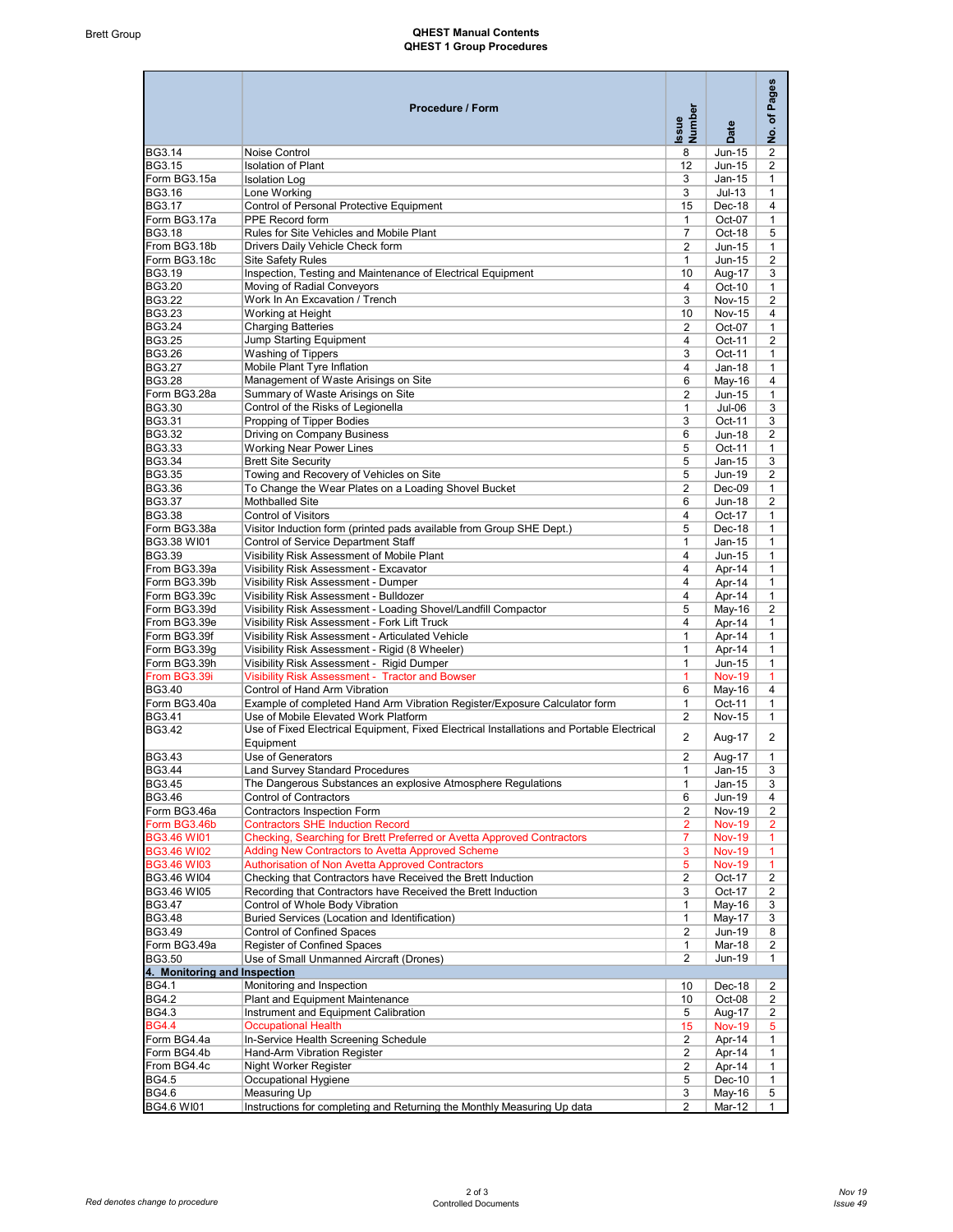# QHEST Manual Contents

## QHEST 1 Group Procedures

| | Procedure / Form | Issue Number | Date | No. of Pages |
|---|---|---|---|---|
| BG3.14 | Noise Control | 8 | Jun-15 | 2 |
| BG3.15 | Isolation of Plant | 12 | Jun-15 | 2 |
| Form BG3.15a | Isolation Log | 3 | Jan-15 | 1 |
| BG3.16 | Lone Working | 3 | Jul-13 | 1 |
| BG3.17 | Control of Personal Protective Equipment | 15 | Dec-18 | 4 |
| Form BG3.17a | PPE Record form | 1 | Oct-07 | 1 |
| BG3.18 | Rules for Site Vehicles and Mobile Plant | 7 | Oct-18 | 5 |
| From BG3.18b | Drivers Daily Vehicle Check form | 2 | Jun-15 | 1 |
| Form BG3.18c | Site Safety Rules | 1 | Jun-15 | 2 |
| BG3.19 | Inspection, Testing and Maintenance of Electrical Equipment | 10 | Aug-17 | 3 |
| BG3.20 | Moving of Radial Conveyors | 4 | Oct-10 | 1 |
| BG3.22 | Work In An Excavation / Trench | 3 | Nov-15 | 2 |
| BG3.23 | Working at Height | 10 | Nov-15 | 4 |
| BG3.24 | Charging Batteries | 2 | Oct-07 | 1 |
| BG3.25 | Jump Starting Equipment | 4 | Oct-11 | 2 |
| BG3.26 | Washing of Tippers | 3 | Oct-11 | 1 |
| BG3.27 | Mobile Plant Tyre Inflation | 4 | Jan-18 | 1 |
| BG3.28 | Management of Waste Arisings on Site | 6 | May-16 | 4 |
| Form BG3.28a | Summary of Waste Arisings on Site | 2 | Jun-15 | 1 |
| BG3.30 | Control of the Risks of Legionella | 1 | Jul-06 | 3 |
| BG3.31 | Propping of Tipper Bodies | 3 | Oct-11 | 3 |
| BG3.32 | Driving on Company Business | 6 | Jun-18 | 2 |
| BG3.33 | Working Near Power Lines | 5 | Oct-11 | 1 |
| BG3.34 | Brett Site Security | 5 | Jan-15 | 3 |
| BG3.35 | Towing and Recovery of Vehicles on Site | 5 | Jun-19 | 2 |
| BG3.36 | To Change the Wear Plates on a Loading Shovel Bucket | 2 | Dec-09 | 1 |
| BG3.37 | Mothballed Site | 6 | Jun-18 | 2 |
| BG3.38 | Control of Visitors | 4 | Oct-17 | 1 |
| Form BG3.38a | Visitor Induction form (printed pads available from Group SHE Dept.) | 5 | Dec-18 | 1 |
| BG3.38 WI01 | Control of Service Department Staff | 1 | Jan-15 | 1 |
| BG3.39 | Visibility Risk Assessment of Mobile Plant | 4 | Jun-15 | 1 |
| From BG3.39a | Visibility Risk Assessment - Excavator | 4 | Apr-14 | 1 |
| Form BG3.39b | Visibility Risk Assessment - Dumper | 4 | Apr-14 | 1 |
| Form BG3.39c | Visibility Risk Assessment - Bulldozer | 4 | Apr-14 | 1 |
| Form BG3.39d | Visibility Risk Assessment - Loading Shovel/Landfill Compactor | 5 | May-16 | 2 |
| From BG3.39e | Visibility Risk Assessment - Fork Lift Truck | 4 | Apr-14 | 1 |
| Form BG3.39f | Visibility Risk Assessment - Articulated Vehicle | 1 | Apr-14 | 1 |
| Form BG3.39g | Visibility Risk Assessment - Rigid (8 Wheeler) | 1 | Apr-14 | 1 |
| Form BG3.39h | Visibility Risk Assessment - Rigid Dumper | 1 | Jun-15 | 1 |
| From BG3.39i | Visibility Risk Assessment - Tractor and Bowser | 1 | Nov-19 | 1 |
| BG3.40 | Control of Hand Arm Vibration | 6 | May-16 | 4 |
| Form BG3.40a | Example of completed Hand Arm Vibration Register/Exposure Calculator form | 1 | Oct-11 | 1 |
| BG3.41 | Use of Mobile Elevated Work Platform | 2 | Nov-15 | 1 |
| BG3.42 | Use of Fixed Electrical Equipment, Fixed Electrical Installations and Portable Electrical Equipment | 2 | Aug-17 | 2 |
| BG3.43 | Use of Generators | 2 | Aug-17 | 1 |
| BG3.44 | Land Survey Standard Procedures | 1 | Jan-15 | 3 |
| BG3.45 | The Dangerous Substances an explosive Atmosphere Regulations | 1 | Jan-15 | 3 |
| BG3.46 | Control of Contractors | 6 | Jun-19 | 4 |
| Form BG3.46a | Contractors Inspection Form | 2 | Nov-19 | 2 |
| Form BG3.46b | Contractors SHE Induction Record | 2 | Nov-19 | 2 |
| BG3.46 WI01 | Checking, Searching for Brett Preferred or Avetta Approved Contractors | 7 | Nov-19 | 1 |
| BG3.46 WI02 | Adding New Contractors to Avetta Approved Scheme | 3 | Nov-19 | 1 |
| BG3.46 WI03 | Authorisation of Non Avetta Approved Contractors | 5 | Nov-19 | 1 |
| BG3.46 WI04 | Checking that Contractors have Received the Brett Induction | 2 | Oct-17 | 2 |
| BG3.46 WI05 | Recording that Contractors have Received the Brett Induction | 3 | Oct-17 | 2 |
| BG3.47 | Control of Whole Body Vibration | 1 | May-16 | 3 |
| BG3.48 | Buried Services (Location and Identification) | 1 | May-17 | 3 |
| BG3.49 | Control of Confined Spaces | 2 | Jun-19 | 8 |
| Form BG3.49a | Register of Confined Spaces | 1 | Mar-18 | 2 |
| BG3.50 | Use of Small Unmanned Aircraft (Drones) | 2 | Jun-19 | 1 |
| **4. Monitoring and Inspection** | | | | |
| BG4.1 | Monitoring and Inspection | 10 | Dec-18 | 2 |
| BG4.2 | Plant and Equipment Maintenance | 10 | Oct-08 | 2 |
| BG4.3 | Instrument and Equipment Calibration | 5 | Aug-17 | 2 |
| BG4.4 | Occupational Health | 15 | Nov-19 | 5 |
| Form BG4.4a | In-Service Health Screening Schedule | 2 | Apr-14 | 1 |
| Form BG4.4b | Hand-Arm Vibration Register | 2 | Apr-14 | 1 |
| From BG4.4c | Night Worker Register | 2 | Apr-14 | 1 |
| BG4.5 | Occupational Hygiene | 5 | Dec-10 | 1 |
| BG4.6 | Measuring Up | 3 | May-16 | 5 |
| BG4.6 WI01 | Instructions for completing and Returning the Monthly Measuring Up data | 2 | Mar-12 | 1 |

*Red denotes change to procedure*

Controlled Documents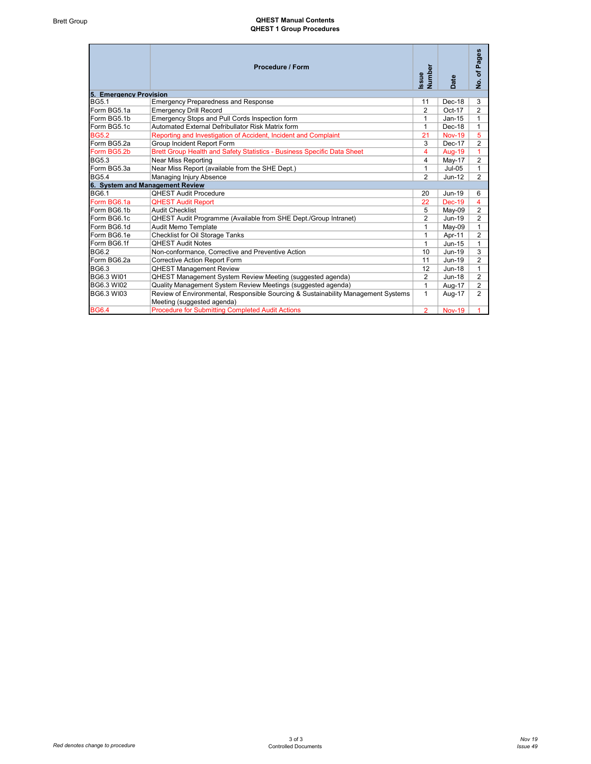# QHEST Manual Contents
## QHEST 1 Group Procedures

| | Procedure / Form | Issue Number | Date | No. of Pages |
|---|---|---|---|---|
| **5. Emergency Provision** | | | | |
| BG5.1 | Emergency Preparedness and Response | 11 | Dec-18 | 3 |
| Form BG5.1a | Emergency Drill Record | 2 | Oct-17 | 2 |
| Form BG5.1b | Emergency Stops and Pull Cords Inspection form | 1 | Jan-15 | 1 |
| Form BG5.1c | Automated External Defribullator Risk Matrix form | 1 | Dec-18 | 1 |
| BG5.2 | Reporting and Investigation of Accident, Incident and Complaint | 21 | Nov-19 | 5 |
| Form BG5.2a | Group Incident Report Form | 3 | Dec-17 | 2 |
| Form BG5.2b | Brett Group Health and Safety Statistics - Business Specific Data Sheet | 4 | Aug-19 | 1 |
| BG5.3 | Near Miss Reporting | 4 | May-17 | 2 |
| Form BG5.3a | Near Miss Report (available from the SHE Dept.) | 1 | Jul-05 | 1 |
| BG5.4 | Managing Injury Absence | 2 | Jun-12 | 2 |
| **6. System and Management Review** | | | | |
| BG6.1 | QHEST Audit Procedure | 20 | Jun-19 | 6 |
| Form BG6.1a | QHEST Audit Report | 22 | Dec-19 | 4 |
| Form BG6.1b | Audit Checklist | 5 | May-09 | 2 |
| Form BG6.1c | QHEST Audit Programme (Available from SHE Dept./Group Intranet) | 2 | Jun-19 | 2 |
| Form BG6.1d | Audit Memo Template | 1 | May-09 | 1 |
| Form BG6.1e | Checklist for Oil Storage Tanks | 1 | Apr-11 | 2 |
| Form BG6.1f | QHEST Audit Notes | 1 | Jun-15 | 1 |
| BG6.2 | Non-conformance, Corrective and Preventive Action | 10 | Jun-19 | 3 |
| Form BG6.2a | Corrective Action Report Form | 11 | Jun-19 | 2 |
| BG6.3 | QHEST Management Review | 12 | Jun-18 | 1 |
| BG6.3 WI01 | QHEST Management System Review Meeting (suggested agenda) | 2 | Jun-18 | 2 |
| BG6.3 WI02 | Quality Management System Review Meetings (suggested agenda) | 1 | Aug-17 | 2 |
| BG6.3 WI03 | Review of Environmental, Responsible Sourcing & Sustainability Management Systems Meeting (suggested agenda) | 1 | Aug-17 | 2 |
| BG6.4 | Procedure for Submitting Completed Audit Actions | 2 | Nov-19 | 1 |

*Red denotes change to procedure*

Controlled Documents

*Nov 19*
*Issue 49*